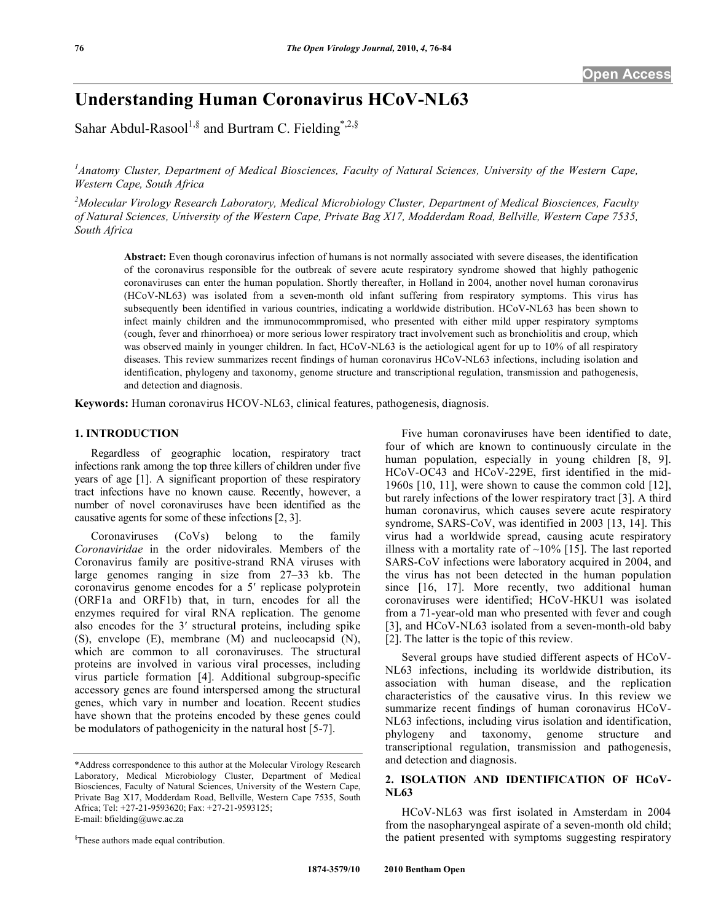# Understanding Human Coronavirus HCoV-NL63

Sahar Abdul-Rasool[1,§] and Burtram C. Fielding[*,2,§]

[1]Anatomy Cluster, Department of Medical Biosciences, Faculty of Natural Sciences, University of the Western Cape, Western Cape, South Africa

[2]Molecular Virology Research Laboratory, Medical Microbiology Cluster, Department of Medical Biosciences, Faculty of Natural Sciences, University of the Western Cape, Private Bag X17, Modderdam Road, Bellville, Western Cape 7535, South Africa

**Abstract:** Even though coronavirus infection of humans is not normally associated with severe diseases, the identification of the coronavirus responsible for the outbreak of severe acute respiratory syndrome showed that highly pathogenic coronaviruses can enter the human population. Shortly thereafter, in Holland in 2004, another novel human coronavirus (HCoV-NL63) was isolated from a seven-month old infant suffering from respiratory symptoms. This virus has subsequently been identified in various countries, indicating a worldwide distribution. HCoV-NL63 has been shown to infect mainly children and the immunocommpromised, who presented with either mild upper respiratory symptoms (cough, fever and rhinorrhoea) or more serious lower respiratory tract involvement such as bronchiolitis and croup, which was observed mainly in younger children. In fact, HCoV-NL63 is the aetiological agent for up to 10% of all respiratory diseases. This review summarizes recent findings of human coronavirus HCoV-NL63 infections, including isolation and identification, phylogeny and taxonomy, genome structure and transcriptional regulation, transmission and pathogenesis, and detection and diagnosis.

**Keywords:** Human coronavirus HCOV-NL63, clinical features, pathogenesis, diagnosis.

## 1. INTRODUCTION

Regardless of geographic location, respiratory tract infections rank among the top three killers of children under five years of age [1]. A significant proportion of these respiratory tract infections have no known cause. Recently, however, a number of novel coronaviruses have been identified as the causative agents for some of these infections [2, 3].

Coronaviruses (CoVs) belong to the family *Coronaviridae* in the order nidovirales. Members of the Coronavirus family are positive-strand RNA viruses with large genomes ranging in size from 27–33 kb. The coronavirus genome encodes for a 5′ replicase polyprotein (ORF1a and ORF1b) that, in turn, encodes for all the enzymes required for viral RNA replication. The genome also encodes for the 3′ structural proteins, including spike (S), envelope (E), membrane (M) and nucleocapsid (N), which are common to all coronaviruses. The structural proteins are involved in various viral processes, including virus particle formation [4]. Additional subgroup-specific accessory genes are found interspersed among the structural genes, which vary in number and location. Recent studies have shown that the proteins encoded by these genes could be modulators of pathogenicity in the natural host [5-7].

Five human coronaviruses have been identified to date, four of which are known to continuously circulate in the human population, especially in young children [8, 9]. HCoV-OC43 and HCoV-229E, first identified in the mid-1960s [10, 11], were shown to cause the common cold [12], but rarely infections of the lower respiratory tract [3]. A third human coronavirus, which causes severe acute respiratory syndrome, SARS-CoV, was identified in 2003 [13, 14]. This virus had a worldwide spread, causing acute respiratory illness with a mortality rate of ~10% [15]. The last reported SARS-CoV infections were laboratory acquired in 2004, and the virus has not been detected in the human population since [16, 17]. More recently, two additional human coronaviruses were identified; HCoV-HKU1 was isolated from a 71-year-old man who presented with fever and cough [3], and HCoV-NL63 isolated from a seven-month-old baby [2]. The latter is the topic of this review.

Several groups have studied different aspects of HCoV-NL63 infections, including its worldwide distribution, its association with human disease, and the replication characteristics of the causative virus. In this review we summarize recent findings of human coronavirus HCoV-NL63 infections, including virus isolation and identification, phylogeny and taxonomy, genome structure and transcriptional regulation, transmission and pathogenesis, and detection and diagnosis.

## 2. ISOLATION AND IDENTIFICATION OF HCoV-NL63

HCoV-NL63 was first isolated in Amsterdam in 2004 from the nasopharyngeal aspirate of a seven-month old child; the patient presented with symptoms suggesting respiratory

*Address correspondence to this author at the Molecular Virology Research Laboratory, Medical Microbiology Cluster, Department of Medical Biosciences, Faculty of Natural Sciences, University of the Western Cape, Private Bag X17, Modderdam Road, Bellville, Western Cape 7535, South Africa; Tel: +27-21-9593620; Fax: +27-21-9593125; E-mail: bfielding@uwc.ac.za

§These authors made equal contribution.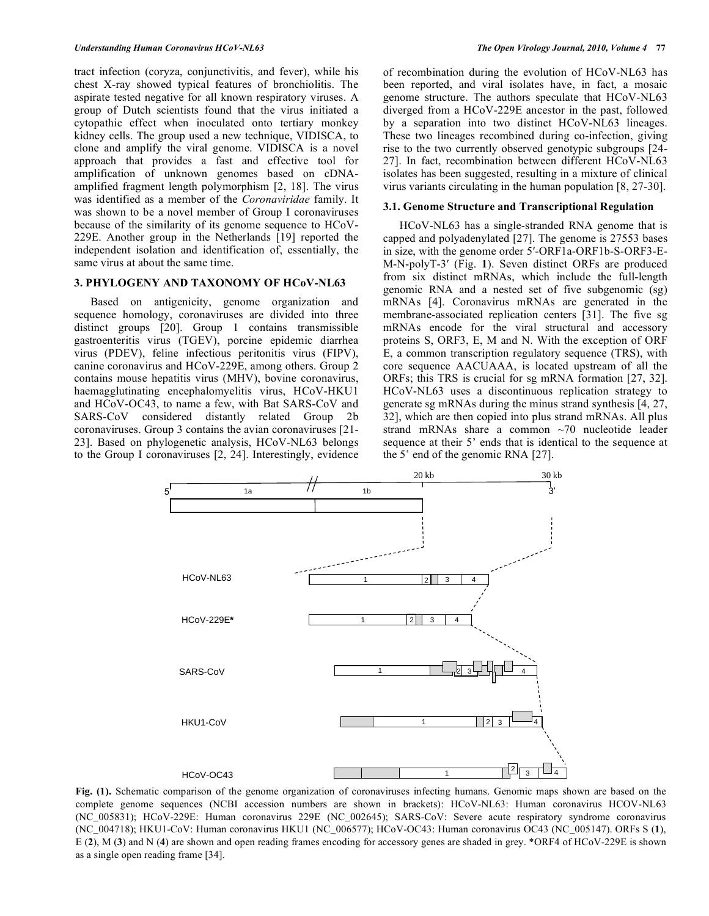tract infection (coryza, conjunctivitis, and fever), while his chest X-ray showed typical features of bronchiolitis. The aspirate tested negative for all known respiratory viruses. A group of Dutch scientists found that the virus initiated a cytopathic effect when inoculated onto tertiary monkey kidney cells. The group used a new technique, VIDISCA, to clone and amplify the viral genome. VIDISCA is a novel approach that provides a fast and effective tool for amplification of unknown genomes based on cDNA-amplified fragment length polymorphism [2, 18]. The virus was identified as a member of the *Coronaviridae* family. It was shown to be a novel member of Group I coronaviruses because of the similarity of its genome sequence to HCoV-229E. Another group in the Netherlands [19] reported the independent isolation and identification of, essentially, the same virus at about the same time.

### 3. PHYLOGENY AND TAXONOMY OF HCoV-NL63

Based on antigenicity, genome organization and sequence homology, coronaviruses are divided into three distinct groups [20]. Group 1 contains transmissible gastroenteritis virus (TGEV), porcine epidemic diarrhea virus (PDEV), feline infectious peritonitis virus (FIPV), canine coronavirus and HCoV-229E, among others. Group 2 contains mouse hepatitis virus (MHV), bovine coronavirus, haemagglutinating encephalomyelitis virus, HCoV-HKU1 and HCoV-OC43, to name a few, with Bat SARS-CoV and SARS-CoV considered distantly related Group 2b coronaviruses. Group 3 contains the avian coronaviruses [21-23]. Based on phylogenetic analysis, HCoV-NL63 belongs to the Group I coronaviruses [2, 24]. Interestingly, evidence of recombination during the evolution of HCoV-NL63 has been reported, and viral isolates have, in fact, a mosaic genome structure. The authors speculate that HCoV-NL63 diverged from a HCoV-229E ancestor in the past, followed by a separation into two distinct HCoV-NL63 lineages. These two lineages recombined during co-infection, giving rise to the two currently observed genotypic subgroups [24-27]. In fact, recombination between different HCoV-NL63 isolates has been suggested, resulting in a mixture of clinical virus variants circulating in the human population [8, 27-30].

### 3.1. Genome Structure and Transcriptional Regulation

HCoV-NL63 has a single-stranded RNA genome that is capped and polyadenylated [27]. The genome is 27553 bases in size, with the genome order 5′-ORF1a-ORF1b-S-ORF3-E-M-N-polyT-3′ (Fig. **1**). Seven distinct ORFs are produced from six distinct mRNAs, which include the full-length genomic RNA and a nested set of five subgenomic (sg) mRNAs [4]. Coronavirus mRNAs are generated in the membrane-associated replication centers [31]. The five sg mRNAs encode for the viral structural and accessory proteins S, ORF3, E, M and N. With the exception of ORF E, a common transcription regulatory sequence (TRS), with core sequence AACUAAA, is located upstream of all the ORFs; this TRS is crucial for sg mRNA formation [27, 32]. HCoV-NL63 uses a discontinuous replication strategy to generate sg mRNAs during the minus strand synthesis [4, 27, 32], which are then copied into plus strand mRNAs. All plus strand mRNAs share a common ~70 nucleotide leader sequence at their 5′ ends that is identical to the sequence at the 5′ end of the genomic RNA [27].

**Fig. (1).** Schematic comparison of the genome organization of coronaviruses infecting humans. Genomic maps shown are based on the complete genome sequences (NCBI accession numbers are shown in brackets): HCoV-NL63: Human coronavirus HCOV-NL63 (NC_005831); HCoV-229E: Human coronavirus 229E (NC_002645); SARS-CoV: Severe acute respiratory syndrome coronavirus (NC_004718); HKU1-CoV: Human coronavirus HKU1 (NC_006577); HCoV-OC43: Human coronavirus OC43 (NC_005147). ORFs S (**1**), E (**2**), M (**3**) and N (**4**) are shown and open reading frames encoding for accessory genes are shaded in grey. *ORF4 of HCoV-229E is shown as a single open reading frame [34].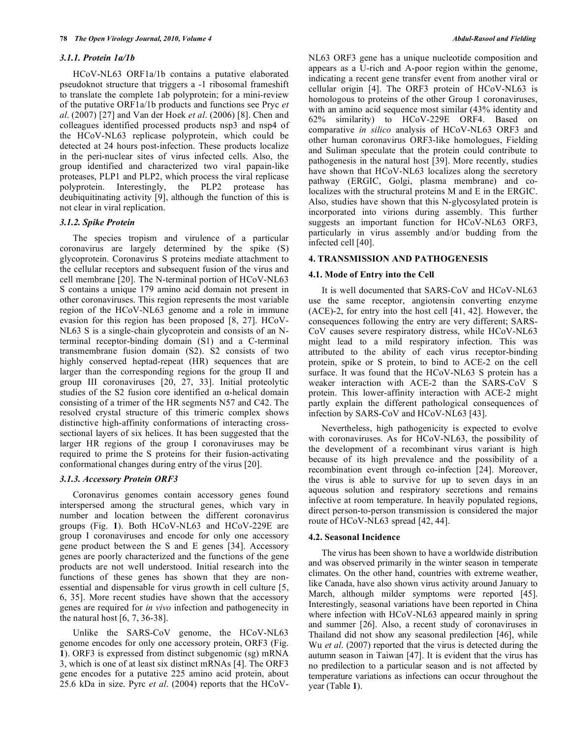#### 3.1.1. Protein 1a/1b

HCoV-NL63 ORF1a/1b contains a putative elaborated pseudoknot structure that triggers a -1 ribosomal frameshift to translate the complete 1ab polyprotein; for a mini-review of the putative ORF1a/1b products and functions see Pryc *et al*. (2007) [27] and Van der Hoek *et al*. (2006) [8]. Chen and colleagues identified processed products nsp3 and nsp4 of the HCoV-NL63 replicase polyprotein, which could be detected at 24 hours post-infection. These products localize in the peri-nuclear sites of virus infected cells. Also, the group identified and characterized two viral papain-like proteases, PLP1 and PLP2, which process the viral replicase polyprotein. Interestingly, the PLP2 protease has deubiquitinating activity [9], although the function of this is not clear in viral replication.

#### 3.1.2. Spike Protein

The species tropism and virulence of a particular coronavirus are largely determined by the spike (S) glycoprotein. Coronavirus S proteins mediate attachment to the cellular receptors and subsequent fusion of the virus and cell membrane [20]. The N-terminal portion of HCoV-NL63 S contains a unique 179 amino acid domain not present in other coronaviruses. This region represents the most variable region of the HCoV-NL63 genome and a role in immune evasion for this region has been proposed [8, 27]. HCoV-NL63 S is a single-chain glycoprotein and consists of an N-terminal receptor-binding domain (S1) and a C-terminal transmembrane fusion domain (S2). S2 consists of two highly conserved heptad-repeat (HR) sequences that are larger than the corresponding regions for the group II and group III coronaviruses [20, 27, 33]. Initial proteolytic studies of the S2 fusion core identified an α-helical domain consisting of a trimer of the HR segments N57 and C42. The resolved crystal structure of this trimeric complex shows distinctive high-affinity conformations of interacting cross-sectional layers of six helices. It has been suggested that the larger HR regions of the group I coronaviruses may be required to prime the S proteins for their fusion-activating conformational changes during entry of the virus [20].

#### 3.1.3. Accessory Protein ORF3

Coronavirus genomes contain accessory genes found interspersed among the structural genes, which vary in number and location between the different coronavirus groups (Fig. **1**). Both HCoV-NL63 and HCoV-229E are group I coronaviruses and encode for only one accessory gene product between the S and E genes [34]. Accessory genes are poorly characterized and the functions of the gene products are not well understood. Initial research into the functions of these genes has shown that they are non-essential and dispensable for virus growth in cell culture [5, 6, 35]. More recent studies have shown that the accessory genes are required for *in vivo* infection and pathogenecity in the natural host [6, 7, 36-38].

Unlike the SARS-CoV genome, the HCoV-NL63 genome encodes for only one accessory protein, ORF3 (Fig. **1**). ORF3 is expressed from distinct subgenomic (sg) mRNA 3, which is one of at least six distinct mRNAs [4]. The ORF3 gene encodes for a putative 225 amino acid protein, about 25.6 kDa in size. Pyrc *et al*. (2004) reports that the HCoV-NL63 ORF3 gene has a unique nucleotide composition and appears as a U-rich and A-poor region within the genome, indicating a recent gene transfer event from another viral or cellular origin [4]. The ORF3 protein of HCoV-NL63 is homologous to proteins of the other Group 1 coronaviruses, with an amino acid sequence most similar (43% identity and 62% similarity) to HCoV-229E ORF4. Based on comparative *in silico* analysis of HCoV-NL63 ORF3 and other human coronavirus ORF3-like homologues, Fielding and Suliman speculate that the protein could contribute to pathogenesis in the natural host [39]. More recently, studies have shown that HCoV-NL63 localizes along the secretory pathway (ERGIC, Golgi, plasma membrane) and co-localizes with the structural proteins M and E in the ERGIC. Also, studies have shown that this N-glycosylated protein is incorporated into virions during assembly. This further suggests an important function for HCoV-NL63 ORF3, particularly in virus assembly and/or budding from the infected cell [40].

## 4. TRANSMISSION AND PATHOGENESIS

### 4.1. Mode of Entry into the Cell

It is well documented that SARS-CoV and HCoV-NL63 use the same receptor, angiotensin converting enzyme (ACE)-2, for entry into the host cell [41, 42]. However, the consequences following the entry are very different; SARS-CoV causes severe respiratory distress, while HCoV-NL63 might lead to a mild respiratory infection. This was attributed to the ability of each virus receptor-binding protein, spike or S protein, to bind to ACE-2 on the cell surface. It was found that the HCoV-NL63 S protein has a weaker interaction with ACE-2 than the SARS-CoV S protein. This lower-affinity interaction with ACE-2 might partly explain the different pathological consequences of infection by SARS-CoV and HCoV-NL63 [43].

Nevertheless, high pathogenicity is expected to evolve with coronaviruses. As for HCoV-NL63, the possibility of the development of a recombinant virus variant is high because of its high prevalence and the possibility of a recombination event through co-infection [24]. Moreover, the virus is able to survive for up to seven days in an aqueous solution and respiratory secretions and remains infective at room temperature. In heavily populated regions, direct person-to-person transmission is considered the major route of HCoV-NL63 spread [42, 44].

### 4.2. Seasonal Incidence

The virus has been shown to have a worldwide distribution and was observed primarily in the winter season in temperate climates. On the other hand, countries with extreme weather, like Canada, have also shown virus activity around January to March, although milder symptoms were reported [45]. Interestingly, seasonal variations have been reported in China where infection with HCoV-NL63 appeared mainly in spring and summer [26]. Also, a recent study of coronaviruses in Thailand did not show any seasonal predilection [46], while Wu *et al*. (2007) reported that the virus is detected during the autumn season in Taiwan [47]. It is evident that the virus has no predilection to a particular season and is not affected by temperature variations as infections can occur throughout the year (Table **1**).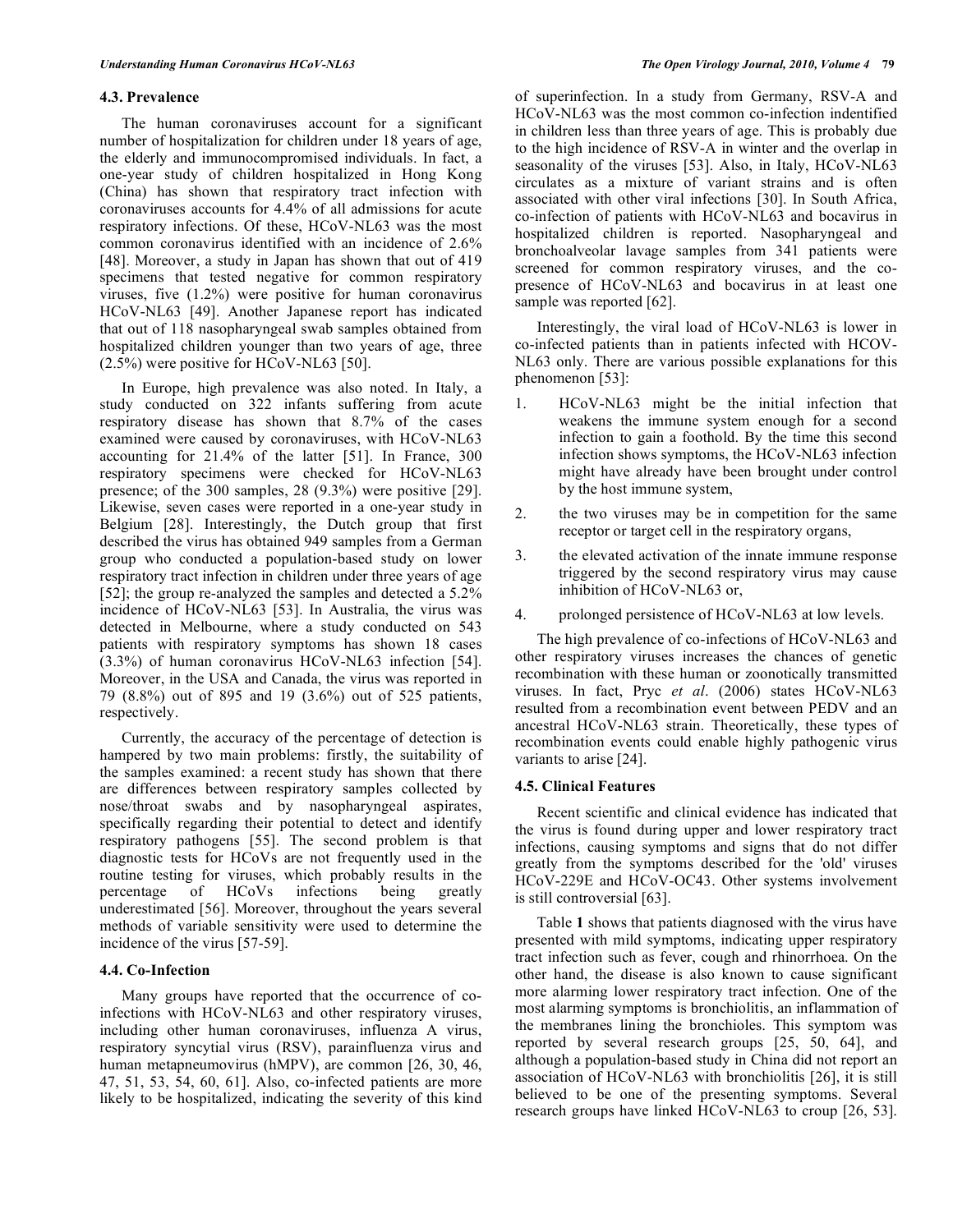### 4.3. Prevalence

The human coronaviruses account for a significant number of hospitalization for children under 18 years of age, the elderly and immunocompromised individuals. In fact, a one-year study of children hospitalized in Hong Kong (China) has shown that respiratory tract infection with coronaviruses accounts for 4.4% of all admissions for acute respiratory infections. Of these, HCoV-NL63 was the most common coronavirus identified with an incidence of 2.6% [48]. Moreover, a study in Japan has shown that out of 419 specimens that tested negative for common respiratory viruses, five (1.2%) were positive for human coronavirus HCoV-NL63 [49]. Another Japanese report has indicated that out of 118 nasopharyngeal swab samples obtained from hospitalized children younger than two years of age, three (2.5%) were positive for HCoV-NL63 [50].

In Europe, high prevalence was also noted. In Italy, a study conducted on 322 infants suffering from acute respiratory disease has shown that 8.7% of the cases examined were caused by coronaviruses, with HCoV-NL63 accounting for 21.4% of the latter [51]. In France, 300 respiratory specimens were checked for HCoV-NL63 presence; of the 300 samples, 28 (9.3%) were positive [29]. Likewise, seven cases were reported in a one-year study in Belgium [28]. Interestingly, the Dutch group that first described the virus has obtained 949 samples from a German group who conducted a population-based study on lower respiratory tract infection in children under three years of age [52]; the group re-analyzed the samples and detected a 5.2% incidence of HCoV-NL63 [53]. In Australia, the virus was detected in Melbourne, where a study conducted on 543 patients with respiratory symptoms has shown 18 cases (3.3%) of human coronavirus HCoV-NL63 infection [54]. Moreover, in the USA and Canada, the virus was reported in 79 (8.8%) out of 895 and 19 (3.6%) out of 525 patients, respectively.

Currently, the accuracy of the percentage of detection is hampered by two main problems: firstly, the suitability of the samples examined: a recent study has shown that there are differences between respiratory samples collected by nose/throat swabs and by nasopharyngeal aspirates, specifically regarding their potential to detect and identify respiratory pathogens [55]. The second problem is that diagnostic tests for HCoVs are not frequently used in the routine testing for viruses, which probably results in the percentage of HCoVs infections being greatly underestimated [56]. Moreover, throughout the years several methods of variable sensitivity were used to determine the incidence of the virus [57-59].

### 4.4. Co-Infection

Many groups have reported that the occurrence of co-infections with HCoV-NL63 and other respiratory viruses, including other human coronaviruses, influenza A virus, respiratory syncytial virus (RSV), parainfluenza virus and human metapneumovirus (hMPV), are common [26, 30, 46, 47, 51, 53, 54, 60, 61]. Also, co-infected patients are more likely to be hospitalized, indicating the severity of this kind of superinfection. In a study from Germany, RSV-A and HCoV-NL63 was the most common co-infection indentified in children less than three years of age. This is probably due to the high incidence of RSV-A in winter and the overlap in seasonality of the viruses [53]. Also, in Italy, HCoV-NL63 circulates as a mixture of variant strains and is often associated with other viral infections [30]. In South Africa, co-infection of patients with HCoV-NL63 and bocavirus in hospitalized children is reported. Nasopharyngeal and bronchoalveolar lavage samples from 341 patients were screened for common respiratory viruses, and the co-presence of HCoV-NL63 and bocavirus in at least one sample was reported [62].

Interestingly, the viral load of HCoV-NL63 is lower in co-infected patients than in patients infected with HCOV-NL63 only. There are various possible explanations for this phenomenon [53]:

1. HCoV-NL63 might be the initial infection that weakens the immune system enough for a second infection to gain a foothold. By the time this second infection shows symptoms, the HCoV-NL63 infection might have already have been brought under control by the host immune system,
2. the two viruses may be in competition for the same receptor or target cell in the respiratory organs,
3. the elevated activation of the innate immune response triggered by the second respiratory virus may cause inhibition of HCoV-NL63 or,
4. prolonged persistence of HCoV-NL63 at low levels.

The high prevalence of co-infections of HCoV-NL63 and other respiratory viruses increases the chances of genetic recombination with these human or zoonotically transmitted viruses. In fact, Pryc *et al*. (2006) states HCoV-NL63 resulted from a recombination event between PEDV and an ancestral HCoV-NL63 strain. Theoretically, these types of recombination events could enable highly pathogenic virus variants to arise [24].

### 4.5. Clinical Features

Recent scientific and clinical evidence has indicated that the virus is found during upper and lower respiratory tract infections, causing symptoms and signs that do not differ greatly from the symptoms described for the 'old' viruses HCoV-229E and HCoV-OC43. Other systems involvement is still controversial [63].

Table **1** shows that patients diagnosed with the virus have presented with mild symptoms, indicating upper respiratory tract infection such as fever, cough and rhinorrhoea. On the other hand, the disease is also known to cause significant more alarming lower respiratory tract infection. One of the most alarming symptoms is bronchiolitis, an inflammation of the membranes lining the bronchioles. This symptom was reported by several research groups [25, 50, 64], and although a population-based study in China did not report an association of HCoV-NL63 with bronchiolitis [26], it is still believed to be one of the presenting symptoms. Several research groups have linked HCoV-NL63 to croup [26, 53].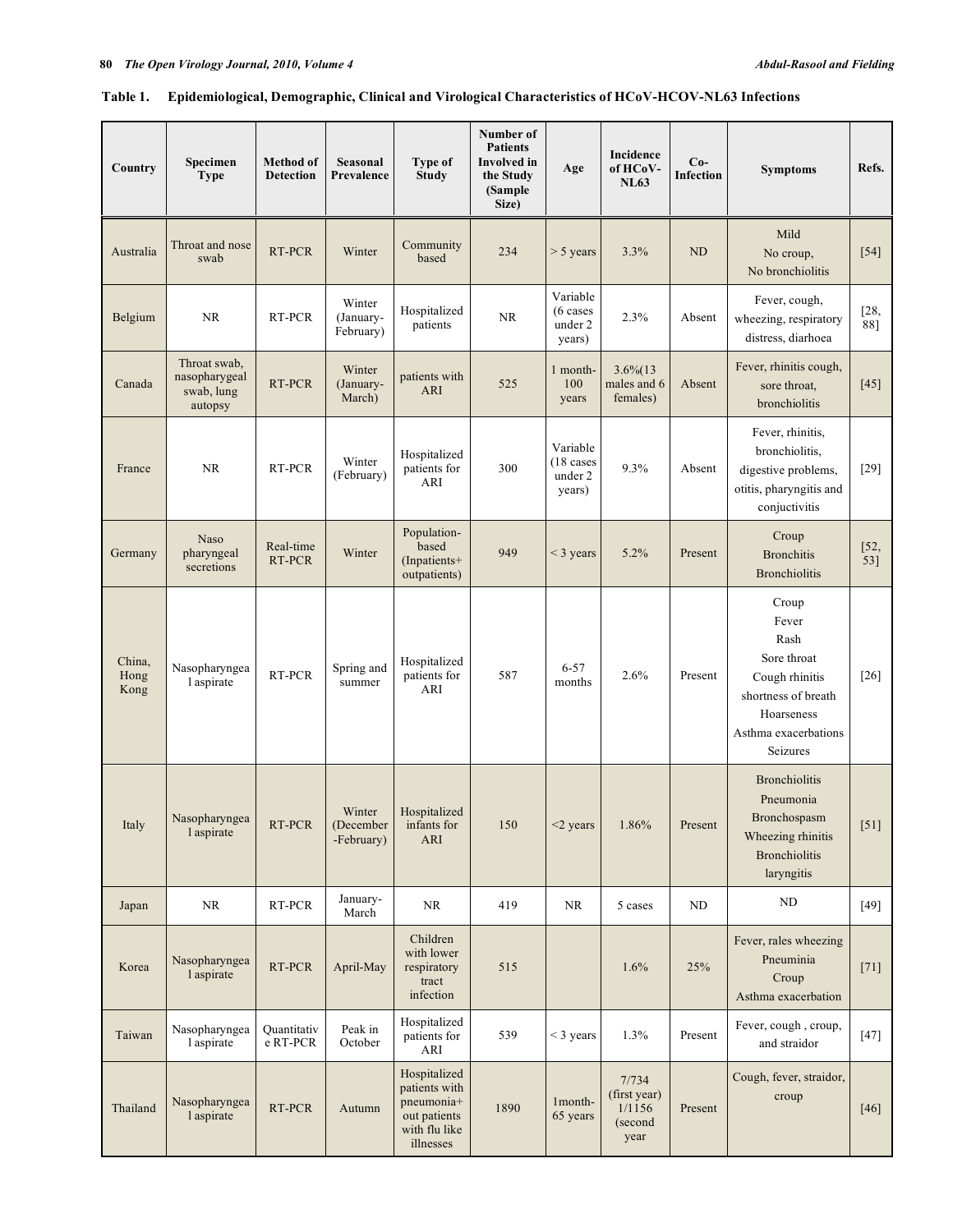**Table 1. Epidemiological, Demographic, Clinical and Virological Characteristics of HCoV-HCOV-NL63 Infections**

| Country | Specimen Type | Method of Detection | Seasonal Prevalence | Type of Study | Number of Patients Involved in the Study (Sample Size) | Age | Incidence of HCoV-NL63 | Co-Infection | Symptoms | Refs. |
|---|---|---|---|---|---|---|---|---|---|---|
| Australia | Throat and nose swab | RT-PCR | Winter | Community based | 234 | > 5 years | 3.3% | ND | Mild<br>No croup,<br>No bronchiolitis | [54] |
| Belgium | NR | RT-PCR | Winter (January-February) | Hospitalized patients | NR | Variable (6 cases under 2 years) | 2.3% | Absent | Fever, cough, wheezing, respiratory distress, diarhoea | [28, 88] |
| Canada | Throat swab, nasopharygeal swab, lung autopsy | RT-PCR | Winter (January-March) | patients with ARI | 525 | 1 month-100 years | 3.6%(13 males and 6 females) | Absent | Fever, rhinitis cough, sore throat, bronchiolitis | [45] |
| France | NR | RT-PCR | Winter (February) | Hospitalized patients for ARI | 300 | Variable (18 cases under 2 years) | 9.3% | Absent | Fever, rhinitis, bronchiolitis, digestive problems, otitis, pharyngitis and conjuctivitis | [29] |
| Germany | Naso pharyngeal secretions | Real-time RT-PCR | Winter | Population-based (Inpatients+ outpatients) | 949 | < 3 years | 5.2% | Present | Croup<br>Bronchitis<br>Bronchiolitis | [52, 53] |
| China, Hong Kong | Nasopharyngeal aspirate | RT-PCR | Spring and summer | Hospitalized patients for ARI | 587 | 6-57 months | 2.6% | Present | Croup<br>Fever<br>Rash<br>Sore throat<br>Cough rhinitis<br>shortness of breath<br>Hoarseness<br>Asthma exacerbations<br>Seizures | [26] |
| Italy | Nasopharyngeal aspirate | RT-PCR | Winter (December -February) | Hospitalized infants for ARI | 150 | <2 years | 1.86% | Present | Bronchiolitis<br>Pneumonia<br>Bronchospasm<br>Wheezing rhinitis<br>Bronchiolitis<br>laryngitis | [51] |
| Japan | NR | RT-PCR | January-March | NR | 419 | NR | 5 cases | ND | ND | [49] |
| Korea | Nasopharyngeal aspirate | RT-PCR | April-May | Children with lower respiratory tract infection | 515 | | 1.6% | 25% | Fever, rales wheezing<br>Pneuminia<br>Croup<br>Asthma exacerbation | [71] |
| Taiwan | Nasopharyngeal aspirate | Quantitative RT-PCR | Peak in October | Hospitalized patients for ARI | 539 | < 3 years | 1.3% | Present | Fever, cough , croup, and straidor | [47] |
| Thailand | Nasopharyngeal aspirate | RT-PCR | Autumn | Hospitalized patients with pneumonia+ out patients with flu like illnesses | 1890 | 1month-65 years | 7/734 (first year) 1/1156 (second year | Present | Cough, fever, straidor, croup | [46] |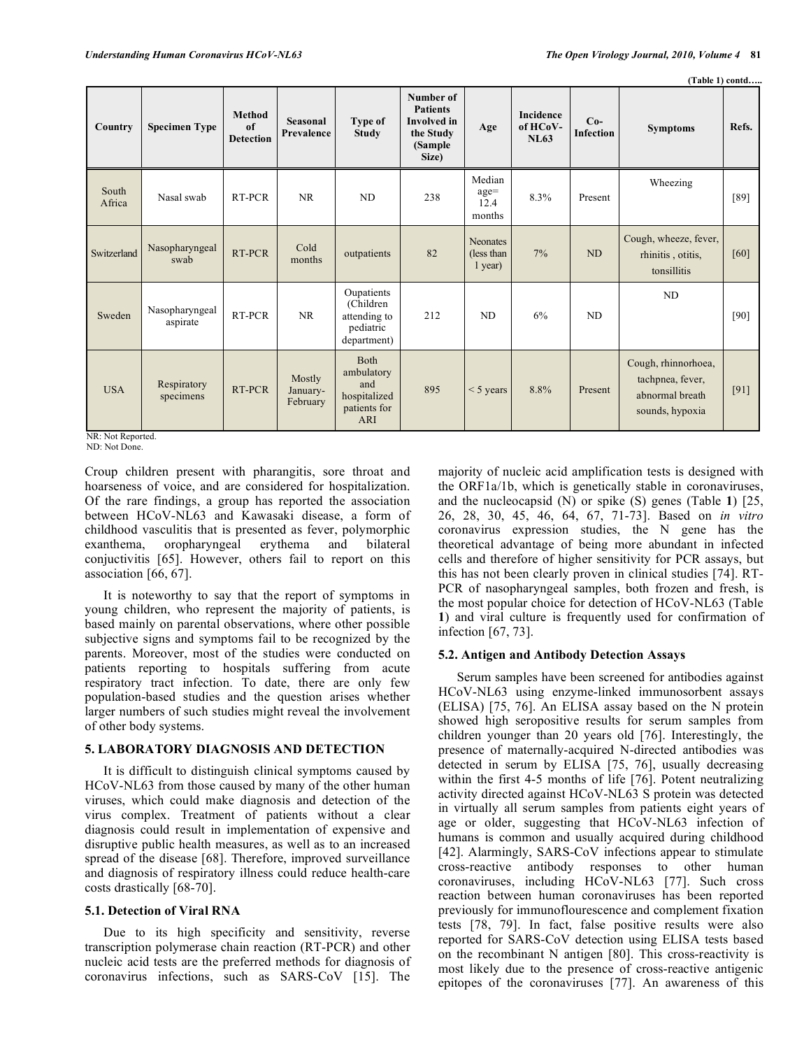(Table 1) contd…..

| Country | Specimen Type | Method of Detection | Seasonal Prevalence | Type of Study | Number of Patients Involved in the Study (Sample Size) | Age | Incidence of HCoV-NL63 | Co-Infection | Symptoms | Refs. |
|---|---|---|---|---|---|---|---|---|---|---|
| South Africa | Nasal swab | RT-PCR | NR | ND | 238 | Median age= 12.4 months | 8.3% | Present | Wheezing | [89] |
| Switzerland | Nasopharyngeal swab | RT-PCR | Cold months | outpatients | 82 | Neonates (less than 1 year) | 7% | ND | Cough, wheeze, fever, rhinitis , otitis, tonsillitis | [60] |
| Sweden | Nasopharyngeal aspirate | RT-PCR | NR | Oupatients (Children attending to pediatric department) | 212 | ND | 6% | ND | ND | [90] |
| USA | Respiratory specimens | RT-PCR | Mostly January-February | Both ambulatory and hospitalized patients for ARI | 895 | < 5 years | 8.8% | Present | Cough, rhinnorhoea, tachpnea, fever, abnormal breath sounds, hypoxia | [91] |

NR: Not Reported.
ND: Not Done.

Croup children present with pharangitis, sore throat and hoarseness of voice, and are considered for hospitalization. Of the rare findings, a group has reported the association between HCoV-NL63 and Kawasaki disease, a form of childhood vasculitis that is presented as fever, polymorphic exanthema, oropharyngeal erythema and bilateral conjuctivitis [65]. However, others fail to report on this association [66, 67].

It is noteworthy to say that the report of symptoms in young children, who represent the majority of patients, is based mainly on parental observations, where other possible subjective signs and symptoms fail to be recognized by the parents. Moreover, most of the studies were conducted on patients reporting to hospitals suffering from acute respiratory tract infection. To date, there are only few population-based studies and the question arises whether larger numbers of such studies might reveal the involvement of other body systems.

## 5. LABORATORY DIAGNOSIS AND DETECTION

It is difficult to distinguish clinical symptoms caused by HCoV-NL63 from those caused by many of the other human viruses, which could make diagnosis and detection of the virus complex. Treatment of patients without a clear diagnosis could result in implementation of expensive and disruptive public health measures, as well as to an increased spread of the disease [68]. Therefore, improved surveillance and diagnosis of respiratory illness could reduce health-care costs drastically [68-70].

### 5.1. Detection of Viral RNA

Due to its high specificity and sensitivity, reverse transcription polymerase chain reaction (RT-PCR) and other nucleic acid tests are the preferred methods for diagnosis of coronavirus infections, such as SARS-CoV [15]. The majority of nucleic acid amplification tests is designed with the ORF1a/1b, which is genetically stable in coronaviruses, and the nucleocapsid (N) or spike (S) genes (Table **1**) [25, 26, 28, 30, 45, 46, 64, 67, 71-73]. Based on *in vitro* coronavirus expression studies, the N gene has the theoretical advantage of being more abundant in infected cells and therefore of higher sensitivity for PCR assays, but this has not been clearly proven in clinical studies [74]. RT-PCR of nasopharyngeal samples, both frozen and fresh, is the most popular choice for detection of HCoV-NL63 (Table **1**) and viral culture is frequently used for confirmation of infection [67, 73].

### 5.2. Antigen and Antibody Detection Assays

Serum samples have been screened for antibodies against HCoV-NL63 using enzyme-linked immunosorbent assays (ELISA) [75, 76]. An ELISA assay based on the N protein showed high seropositive results for serum samples from children younger than 20 years old [76]. Interestingly, the presence of maternally-acquired N-directed antibodies was detected in serum by ELISA [75, 76], usually decreasing within the first 4-5 months of life [76]. Potent neutralizing activity directed against HCoV-NL63 S protein was detected in virtually all serum samples from patients eight years of age or older, suggesting that HCoV-NL63 infection of humans is common and usually acquired during childhood [42]. Alarmingly, SARS-CoV infections appear to stimulate cross-reactive antibody responses to other human coronaviruses, including HCoV-NL63 [77]. Such cross reaction between human coronaviruses has been reported previously for immunoflourescence and complement fixation tests [78, 79]. In fact, false positive results were also reported for SARS-CoV detection using ELISA tests based on the recombinant N antigen [80]. This cross-reactivity is most likely due to the presence of cross-reactive antigenic epitopes of the coronaviruses [77]. An awareness of this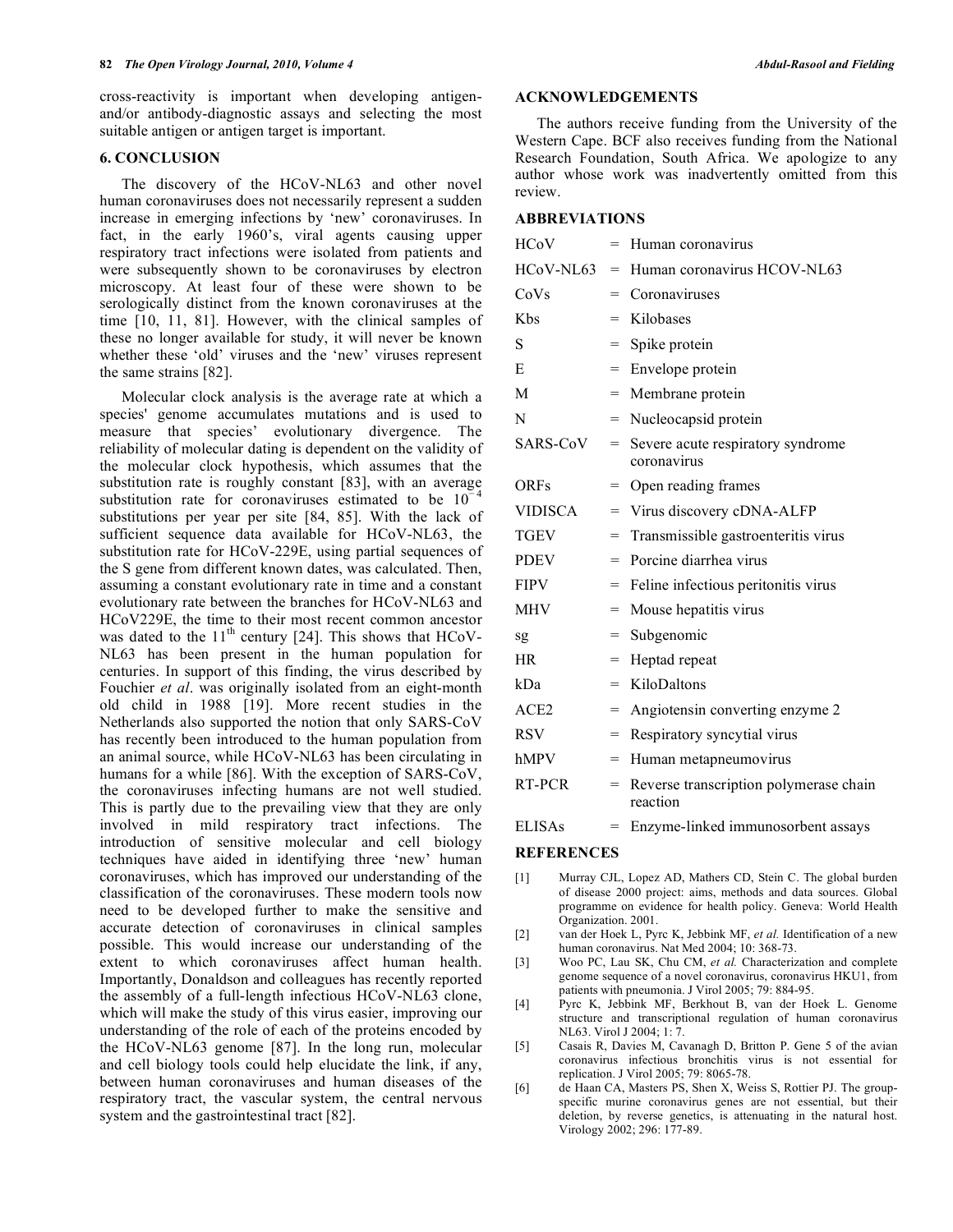cross-reactivity is important when developing antigen-and/or antibody-diagnostic assays and selecting the most suitable antigen or antigen target is important.

## 6. CONCLUSION

The discovery of the HCoV-NL63 and other novel human coronaviruses does not necessarily represent a sudden increase in emerging infections by 'new' coronaviruses. In fact, in the early 1960's, viral agents causing upper respiratory tract infections were isolated from patients and were subsequently shown to be coronaviruses by electron microscopy. At least four of these were shown to be serologically distinct from the known coronaviruses at the time [10, 11, 81]. However, with the clinical samples of these no longer available for study, it will never be known whether these 'old' viruses and the 'new' viruses represent the same strains [82].

Molecular clock analysis is the average rate at which a species' genome accumulates mutations and is used to measure that species' evolutionary divergence. The reliability of molecular dating is dependent on the validity of the molecular clock hypothesis, which assumes that the substitution rate is roughly constant [83], with an average substitution rate for coronaviruses estimated to be $10^{-4}$ substitutions per year per site [84, 85]. With the lack of sufficient sequence data available for HCoV-NL63, the substitution rate for HCoV-229E, using partial sequences of the S gene from different known dates, was calculated. Then, assuming a constant evolutionary rate in time and a constant evolutionary rate between the branches for HCoV-NL63 and HCoV229E, the time to their most recent common ancestor was dated to the 11$^{th}$ century [24]. This shows that HCoV-NL63 has been present in the human population for centuries. In support of this finding, the virus described by Fouchier *et al*. was originally isolated from an eight-month old child in 1988 [19]. More recent studies in the Netherlands also supported the notion that only SARS-CoV has recently been introduced to the human population from an animal source, while HCoV-NL63 has been circulating in humans for a while [86]. With the exception of SARS-CoV, the coronaviruses infecting humans are not well studied. This is partly due to the prevailing view that they are only involved in mild respiratory tract infections. The introduction of sensitive molecular and cell biology techniques have aided in identifying three 'new' human coronaviruses, which has improved our understanding of the classification of the coronaviruses. These modern tools now need to be developed further to make the sensitive and accurate detection of coronaviruses in clinical samples possible. This would increase our understanding of the extent to which coronaviruses affect human health. Importantly, Donaldson and colleagues has recently reported the assembly of a full-length infectious HCoV-NL63 clone, which will make the study of this virus easier, improving our understanding of the role of each of the proteins encoded by the HCoV-NL63 genome [87]. In the long run, molecular and cell biology tools could help elucidate the link, if any, between human coronaviruses and human diseases of the respiratory tract, the vascular system, the central nervous system and the gastrointestinal tract [82].

## ACKNOWLEDGEMENTS

The authors receive funding from the University of the Western Cape. BCF also receives funding from the National Research Foundation, South Africa. We apologize to any author whose work was inadvertently omitted from this review.

## ABBREVIATIONS

| | | |
|---|---|---|
| HCoV | = | Human coronavirus |
| HCoV-NL63 | = | Human coronavirus HCOV-NL63 |
| CoVs | = | Coronaviruses |
| Kbs | = | Kilobases |
| S | = | Spike protein |
| E | = | Envelope protein |
| M | = | Membrane protein |
| N | = | Nucleocapsid protein |
| SARS-CoV | = | Severe acute respiratory syndrome coronavirus |
| ORFs | = | Open reading frames |
| VIDISCA | = | Virus discovery cDNA-ALFP |
| TGEV | = | Transmissible gastroenteritis virus |
| PDEV | = | Porcine diarrhea virus |
| FIPV | = | Feline infectious peritonitis virus |
| MHV | = | Mouse hepatitis virus |
| sg | = | Subgenomic |
| HR | = | Heptad repeat |
| kDa | = | KiloDaltons |
| ACE2 | = | Angiotensin converting enzyme 2 |
| RSV | = | Respiratory syncytial virus |
| hMPV | = | Human metapneumovirus |
| RT-PCR | = | Reverse transcription polymerase chain reaction |
| ELISAs | = | Enzyme-linked immunosorbent assays |

## REFERENCES

[1] Murray CJL, Lopez AD, Mathers CD, Stein C. The global burden of disease 2000 project: aims, methods and data sources. Global programme on evidence for health policy. Geneva: World Health Organization. 2001.

[2] van der Hoek L, Pyrc K, Jebbink MF, *et al.* Identification of a new human coronavirus. Nat Med 2004; 10: 368-73.

[3] Woo PC, Lau SK, Chu CM, *et al.* Characterization and complete genome sequence of a novel coronavirus, coronavirus HKU1, from patients with pneumonia. J Virol 2005; 79: 884-95.

[4] Pyrc K, Jebbink MF, Berkhout B, van der Hoek L. Genome structure and transcriptional regulation of human coronavirus NL63. Virol J 2004; 1: 7.

[5] Casais R, Davies M, Cavanagh D, Britton P. Gene 5 of the avian coronavirus infectious bronchitis virus is not essential for replication. J Virol 2005; 79: 8065-78.

[6] de Haan CA, Masters PS, Shen X, Weiss S, Rottier PJ. The group-specific murine coronavirus genes are not essential, but their deletion, by reverse genetics, is attenuating in the natural host. Virology 2002; 296: 177-89.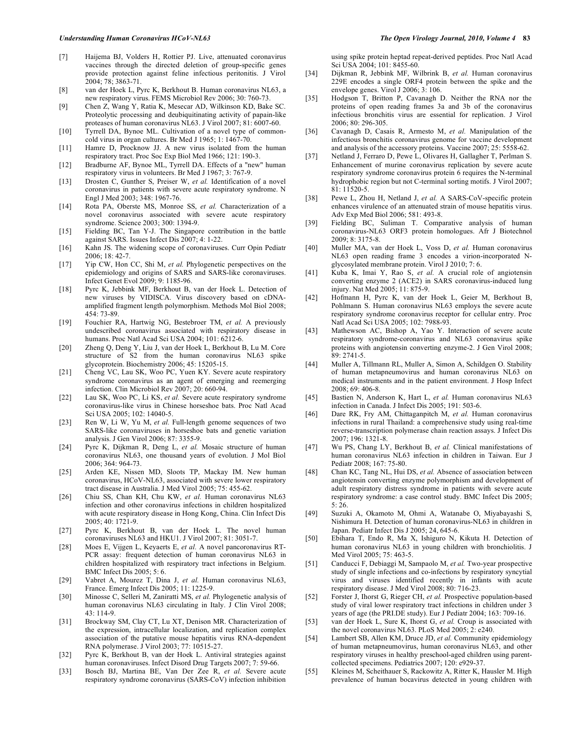[7] Haijema BJ, Volders H, Rottier PJ. Live, attenuated coronavirus vaccines through the directed deletion of group-specific genes provide protection against feline infectious peritonitis. J Virol 2004; 78; 3863-71.

[8] van der Hoek L, Pyrc K, Berkhout B. Human coronavirus NL63, a new respiratory virus. FEMS Microbiol Rev 2006; 30: 760-73.

[9] Chen Z, Wang Y, Ratia K, Mesecar AD, Wilkinson KD, Bake SC. Proteolytic processing and deubiquitinating activity of papain-like proteases of human coronavirus NL63. J Virol 2007; 81: 6007-60.

[10] Tyrrell DA, Bynoe ML. Cultivation of a novel type of common-cold virus in organ cultures. Br Med J 1965; 1: 1467-70.

[11] Hamre D, Procknow JJ. A new virus isolated from the human respiratory tract. Proc Soc Exp Biol Med 1966; 121: 190-3.

[12] Bradburne AF, Bynoe ML, Tyrrell DA. Effects of a "new" human respiratory virus in volunteers. Br Med J 1967; 3: 767-9.

[13] Drosten C, Gunther S, Preiser W, *et al.* Identification of a novel coronavirus in patients with severe acute respiratory syndrome. N Engl J Med 2003; 348: 1967-76.

[14] Rota PA, Oberste MS, Monroe SS, *et al.* Characterization of a novel coronavirus associated with severe acute respiratory syndrome. Science 2003; 300: 1394-9.

[15] Fielding BC, Tan Y-J. The Singapore contribution in the battle against SARS. Issues Infect Dis 2007; 4: 1-22.

[16] Kahn JS. The widening scope of coronaviruses. Curr Opin Pediatr 2006; 18: 42-7.

[17] Yip CW, Hon CC, Shi M, *et al.* Phylogenetic perspectives on the epidemiology and origins of SARS and SARS-like coronaviruses. Infect Genet Evol 2009; 9: 1185-96.

[18] Pyrc K, Jebbink MF, Berkhout B, van der Hoek L. Detection of new viruses by VIDISCA. Virus discovery based on cDNA-amplified fragment length polymorphism. Methods Mol Biol 2008; 454: 73-89.

[19] Fouchier RA, Hartwig NG, Bestebroer TM, *et al.* A previously undescribed coronavirus associated with respiratory disease in humans. Proc Natl Acad Sci USA 2004; 101: 6212-6.

[20] Zheng Q, Deng Y, Liu J, van der Hoek L, Berkhout B, Lu M. Core structure of S2 from the human coronavirus NL63 spike glycoprotein. Biochemistry 2006; 45: 15205-15.

[21] Cheng VC, Lau SK, Woo PC, Yuen KY. Severe acute respiratory syndrome coronavirus as an agent of emerging and reemerging infection. Clin Microbiol Rev 2007; 20: 660-94.

[22] Lau SK, Woo PC, Li KS, *et al.* Severe acute respiratory syndrome coronavirus-like virus in Chinese horseshoe bats. Proc Natl Acad Sci USA 2005; 102: 14040-5.

[23] Ren W, Li W, Yu M, *et al.* Full-length genome sequences of two SARS-like coronaviruses in horseshoe bats and genetic variation analysis. J Gen Virol 2006; 87: 3355-9.

[24] Pyrc K, Dijkman R, Deng L, *et al.* Mosaic structure of human coronavirus NL63, one thousand years of evolution. J Mol Biol 2006; 364: 964-73.

[25] Arden KE, Nissen MD, Sloots TP, Mackay IM. New human coronavirus, HCoV-NL63, associated with severe lower respiratory tract disease in Australia. J Med Virol 2005; 75: 455-62.

[26] Chiu SS, Chan KH, Chu KW, *et al.* Human coronavirus NL63 infection and other coronavirus infections in children hospitalized with acute respiratory disease in Hong Kong, China. Clin Infect Dis 2005; 40: 1721-9.

[27] Pyrc K, Berkhout B, van der Hoek L. The novel human coronaviruses NL63 and HKU1. J Virol 2007; 81: 3051-7.

[28] Moes E, Vijgen L, Keyaerts E, *et al.* A novel pancoronavirus RT-PCR assay: frequent detection of human coronavirus NL63 in children hospitalized with respiratory tract infections in Belgium. BMC Infect Dis 2005; 5: 6.

[29] Vabret A, Mourez T, Dina J, *et al.* Human coronavirus NL63, France. Emerg Infect Dis 2005; 11: 1225-9.

[30] Minosse C, Selleri M, Zaniratti MS, *et al.* Phylogenetic analysis of human coronavirus NL63 circulating in Italy. J Clin Virol 2008; 43: 114-9.

[31] Brockway SM, Clay CT, Lu XT, Denison MR. Characterization of the expression, intracellular localization, and replication complex association of the putative mouse hepatitis virus RNA-dependent RNA polymerase. J Virol 2003; 77: 10515-27.

[32] Pyrc K, Berkhout B, van der Hoek L. Antiviral strategies against human coronaviruses. Infect Disord Drug Targets 2007; 7: 59-66.

[33] Bosch BJ, Martina BE, Van Der Zee R, *et al.* Severe acute respiratory syndrome coronavirus (SARS-CoV) infection inhibition using spike protein heptad repeat-derived peptides. Proc Natl Acad Sci USA 2004; 101: 8455-60.

[34] Dijkman R, Jebbink MF, Wilbrink B, *et al.* Human coronavirus 229E encodes a single ORF4 protein between the spike and the envelope genes. Virol J 2006; 3: 106.

[35] Hodgson T, Britton P, Cavanagh D. Neither the RNA nor the proteins of open reading frames 3a and 3b of the coronavirus infectious bronchitis virus are essential for replication. J Virol 2006; 80: 296-305.

[36] Cavanagh D, Casais R, Armesto M, *et al.* Manipulation of the infectious bronchitis coronavirus genome for vaccine development and analysis of the accessory proteins. Vaccine 2007; 25: 5558-62.

[37] Netland J, Ferraro D, Pewe L, Olivares H, Gallagher T, Perlman S. Enhancement of murine coronavirus replication by severe acute respiratory syndrome coronavirus protein 6 requires the N-terminal hydrophobic region but not C-terminal sorting motifs. J Virol 2007; 81: 11520-5.

[38] Pewe L, Zhou H, Netland J, *et al.* A SARS-CoV-specific protein enhances virulence of an attenuated strain of mouse hepatitis virus. Adv Exp Med Biol 2006; 581: 493-8.

[39] Fielding BC, Suliman T. Comparative analysis of human coronavirus-NL63 ORF3 protein homologues. Afr J Biotechnol 2009; 8: 3175-8.

[40] Muller MA, van der Hoek L, Voss D, *et al.* Human coronavirus NL63 open reading frame 3 encodes a virion-incorporated N-glycosylated membrane protein. Virol J 2010; 7: 6.

[41] Kuba K, Imai Y, Rao S, *et al.* A crucial role of angiotensin converting enzyme 2 (ACE2) in SARS coronavirus-induced lung injury. Nat Med 2005; 11: 875-9.

[42] Hofmann H, Pyrc K, van der Hoek L, Geier M, Berkhout B, Pohlmann S. Human coronavirus NL63 employs the severe acute respiratory syndrome coronavirus receptor for cellular entry. Proc Natl Acad Sci USA 2005; 102: 7988-93.

[43] Mathewson AC, Bishop A, Yao Y. Interaction of severe acute respiratory syndrome-coronavirus and NL63 coronavirus spike proteins with angiotensin converting enzyme-2. J Gen Virol 2008; 89: 2741-5.

[44] Muller A, Tillmann RL, Muller A, Simon A, Schildgen O. Stability of human metapneumovirus and human coronavirus NL63 on medical instruments and in the patient environment. J Hosp Infect 2008; 69: 406-8.

[45] Bastien N, Anderson K, Hart L, *et al.* Human coronavirus NL63 infection in Canada. J Infect Dis 2005; 191: 503-6.

[46] Dare RK, Fry AM, Chittaganpitch M, *et al.* Human coronavirus infections in rural Thailand: a comprehensive study using real-time reverse-transcription polymerase chain reaction assays. J Infect Dis 2007; 196: 1321-8.

[47] Wu PS, Chang LY, Berkhout B, *et al.* Clinical manifestations of human coronavirus NL63 infection in children in Taiwan. Eur J Pediatr 2008; 167: 75-80.

[48] Chan KC, Tang NL, Hui DS, *et al.* Absence of association between angiotensin converting enzyme polymorphism and development of adult respiratory distress syndrome in patients with severe acute respiratory syndrome: a case control study. BMC Infect Dis 2005; 5: 26.

[49] Suzuki A, Okamoto M, Ohmi A, Watanabe O, Miyabayashi S, Nishimura H. Detection of human coronavirus-NL63 in children in Japan. Pediatr Infect Dis J 2005; 24, 645-6.

[50] Ebihara T, Endo R, Ma X, Ishiguro N, Kikuta H. Detection of human coronavirus NL63 in young children with bronchiolitis. J Med Virol 2005; 75: 463-5.

[51] Canducci F, Debiaggi M, Sampaolo M, *et al.* Two-year prospective study of single infections and co-infections by respiratory syncytial virus and viruses identified recently in infants with acute respiratory disease. J Med Virol 2008; 80: 716-23.

[52] Forster J, Ihorst G, Rieger CH, *et al.* Prospective population-based study of viral lower respiratory tract infections in children under 3 years of age (the PRI.DE study). Eur J Pediatr 2004; 163: 709-16.

[53] van der Hoek L, Sure K, Ihorst G, *et al.* Croup is associated with the novel coronavirus NL63. PLoS Med 2005; 2: e240.

[54] Lambert SB, Allen KM, Druce JD, *et al.* Community epidemiology of human metapneumovirus, human coronavirus NL63, and other respiratory viruses in healthy preschool-aged children using parent-collected specimens. Pediatrics 2007; 120: e929-37.

[55] Kleines M, Scheithauer S, Rackowitz A, Ritter K, Hausler M. High prevalence of human bocavirus detected in young children with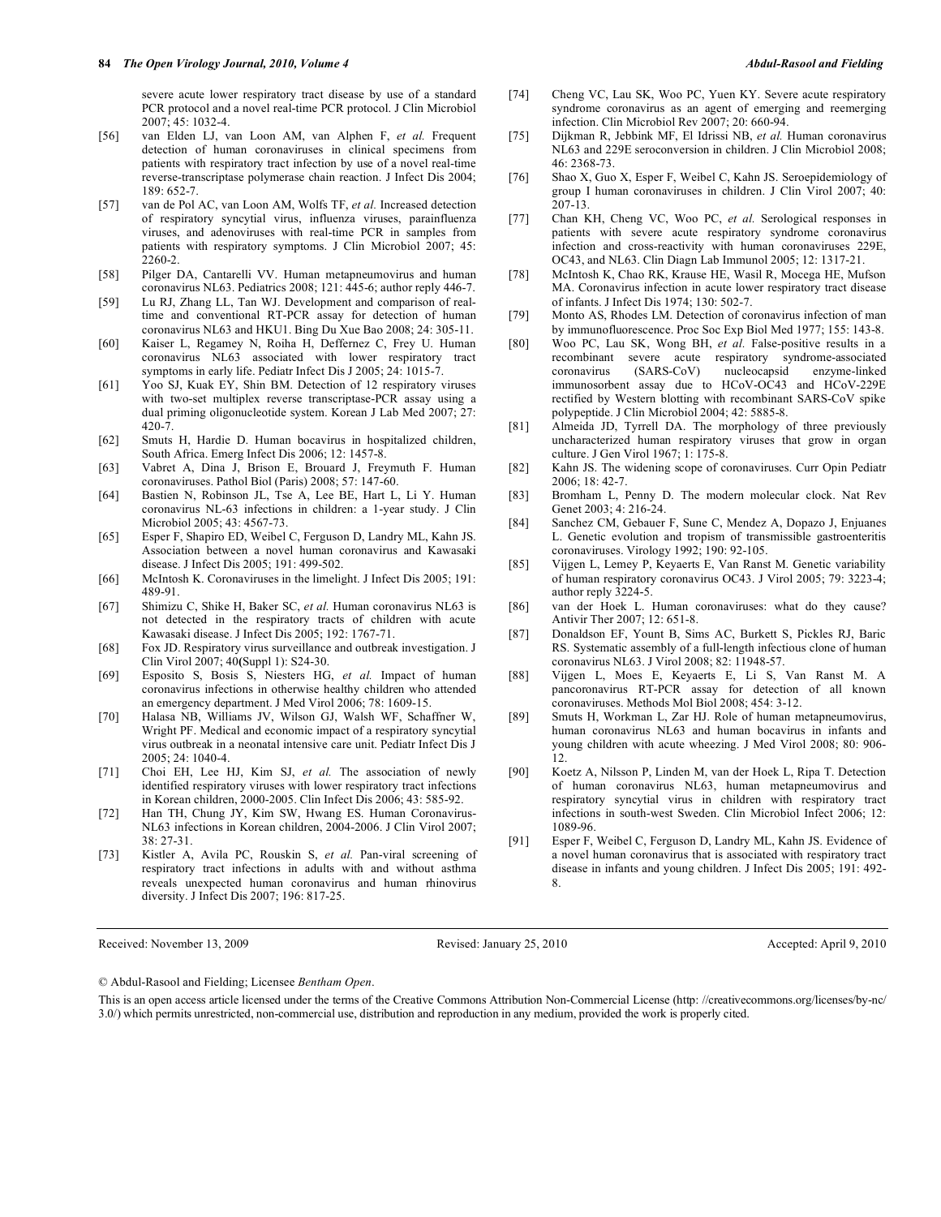severe acute lower respiratory tract disease by use of a standard PCR protocol and a novel real-time PCR protocol. J Clin Microbiol 2007; 45: 1032-4.

[56] van Elden LJ, van Loon AM, van Alphen F, *et al.* Frequent detection of human coronaviruses in clinical specimens from patients with respiratory tract infection by use of a novel real-time reverse-transcriptase polymerase chain reaction. J Infect Dis 2004; 189: 652-7.

[57] van de Pol AC, van Loon AM, Wolfs TF, *et al.* Increased detection of respiratory syncytial virus, influenza viruses, parainfluenza viruses, and adenoviruses with real-time PCR in samples from patients with respiratory symptoms. J Clin Microbiol 2007; 45: 2260-2.

[58] Pilger DA, Cantarelli VV. Human metapneumovirus and human coronavirus NL63. Pediatrics 2008; 121: 445-6; author reply 446-7.

[59] Lu RJ, Zhang LL, Tan WJ. Development and comparison of real-time and conventional RT-PCR assay for detection of human coronavirus NL63 and HKU1. Bing Du Xue Bao 2008; 24: 305-11.

[60] Kaiser L, Regamey N, Roiha H, Deffernez C, Frey U. Human coronavirus NL63 associated with lower respiratory tract symptoms in early life. Pediatr Infect Dis J 2005; 24: 1015-7.

[61] Yoo SJ, Kuak EY, Shin BM. Detection of 12 respiratory viruses with two-set multiplex reverse transcriptase-PCR assay using a dual priming oligonucleotide system. Korean J Lab Med 2007; 27: 420-7.

[62] Smuts H, Hardie D. Human bocavirus in hospitalized children, South Africa. Emerg Infect Dis 2006; 12: 1457-8.

[63] Vabret A, Dina J, Brison E, Brouard J, Freymuth F. Human coronaviruses. Pathol Biol (Paris) 2008; 57: 147-60.

[64] Bastien N, Robinson JL, Tse A, Lee BE, Hart L, Li Y. Human coronavirus NL-63 infections in children: a 1-year study. J Clin Microbiol 2005; 43: 4567-73.

[65] Esper F, Shapiro ED, Weibel C, Ferguson D, Landry ML, Kahn JS. Association between a novel human coronavirus and Kawasaki disease. J Infect Dis 2005; 191: 499-502.

[66] McIntosh K. Coronaviruses in the limelight. J Infect Dis 2005; 191: 489-91.

[67] Shimizu C, Shike H, Baker SC, *et al.* Human coronavirus NL63 is not detected in the respiratory tracts of children with acute Kawasaki disease. J Infect Dis 2005; 192: 1767-71.

[68] Fox JD. Respiratory virus surveillance and outbreak investigation. J Clin Virol 2007; 40(Suppl 1): S24-30.

[69] Esposito S, Bosis S, Niesters HG, *et al.* Impact of human coronavirus infections in otherwise healthy children who attended an emergency department. J Med Virol 2006; 78: 1609-15.

[70] Halasa NB, Williams JV, Wilson GJ, Walsh WF, Schaffner W, Wright PF. Medical and economic impact of a respiratory syncytial virus outbreak in a neonatal intensive care unit. Pediatr Infect Dis J 2005; 24: 1040-4.

[71] Choi EH, Lee HJ, Kim SJ, *et al.* The association of newly identified respiratory viruses with lower respiratory tract infections in Korean children, 2000-2005. Clin Infect Dis 2006; 43: 585-92.

[72] Han TH, Chung JY, Kim SW, Hwang ES. Human Coronavirus-NL63 infections in Korean children, 2004-2006. J Clin Virol 2007; 38: 27-31.

[73] Kistler A, Avila PC, Rouskin S, *et al.* Pan-viral screening of respiratory tract infections in adults with and without asthma reveals unexpected human coronavirus and human rhinovirus diversity. J Infect Dis 2007; 196: 817-25.

[74] Cheng VC, Lau SK, Woo PC, Yuen KY. Severe acute respiratory syndrome coronavirus as an agent of emerging and reemerging infection. Clin Microbiol Rev 2007; 20: 660-94.

[75] Dijkman R, Jebbink MF, El Idrissi NB, *et al.* Human coronavirus NL63 and 229E seroconversion in children. J Clin Microbiol 2008; 46: 2368-73.

[76] Shao X, Guo X, Esper F, Weibel C, Kahn JS. Seroepidemiology of group I human coronaviruses in children. J Clin Virol 2007; 40: 207-13.

[77] Chan KH, Cheng VC, Woo PC, *et al.* Serological responses in patients with severe acute respiratory syndrome coronavirus infection and cross-reactivity with human coronaviruses 229E, OC43, and NL63. Clin Diagn Lab Immunol 2005; 12: 1317-21.

[78] McIntosh K, Chao RK, Krause HE, Wasil R, Mocega HE, Mufson MA. Coronavirus infection in acute lower respiratory tract disease of infants. J Infect Dis 1974; 130: 502-7.

[79] Monto AS, Rhodes LM. Detection of coronavirus infection of man by immunofluorescence. Proc Soc Exp Biol Med 1977; 155: 143-8.

[80] Woo PC, Lau SK, Wong BH, *et al.* False-positive results in a recombinant severe acute respiratory syndrome-associated coronavirus (SARS-CoV) nucleocapsid enzyme-linked immunosorbent assay due to HCoV-OC43 and HCoV-229E rectified by Western blotting with recombinant SARS-CoV spike polypeptide. J Clin Microbiol 2004; 42: 5885-8.

[81] Almeida JD, Tyrrell DA. The morphology of three previously uncharacterized human respiratory viruses that grow in organ culture. J Gen Virol 1967; 1: 175-8.

[82] Kahn JS. The widening scope of coronaviruses. Curr Opin Pediatr 2006; 18: 42-7.

[83] Bromham L, Penny D. The modern molecular clock. Nat Rev Genet 2003; 4: 216-24.

[84] Sanchez CM, Gebauer F, Sune C, Mendez A, Dopazo J, Enjuanes L. Genetic evolution and tropism of transmissible gastroenteritis coronaviruses. Virology 1992; 190: 92-105.

[85] Vijgen L, Lemey P, Keyaerts E, Van Ranst M. Genetic variability of human respiratory coronavirus OC43. J Virol 2005; 79: 3223-4; author reply 3224-5.

[86] van der Hoek L. Human coronaviruses: what do they cause? Antivir Ther 2007; 12: 651-8.

[87] Donaldson EF, Yount B, Sims AC, Burkett S, Pickles RJ, Baric RS. Systematic assembly of a full-length infectious clone of human coronavirus NL63. J Virol 2008; 82: 11948-57.

[88] Vijgen L, Moes E, Keyaerts E, Li S, Van Ranst M. A pancoronavirus RT-PCR assay for detection of all known coronaviruses. Methods Mol Biol 2008; 454: 3-12.

[89] Smuts H, Workman L, Zar HJ. Role of human metapneumovirus, human coronavirus NL63 and human bocavirus in infants and young children with acute wheezing. J Med Virol 2008; 80: 906-12.

[90] Koetz A, Nilsson P, Linden M, van der Hoek L, Ripa T. Detection of human coronavirus NL63, human metapneumovirus and respiratory syncytial virus in children with respiratory tract infections in south-west Sweden. Clin Microbiol Infect 2006; 12: 1089-96.

[91] Esper F, Weibel C, Ferguson D, Landry ML, Kahn JS. Evidence of a novel human coronavirus that is associated with respiratory tract disease in infants and young children. J Infect Dis 2005; 191: 492-8.

Received: November 13, 2009 Revised: January 25, 2010 Accepted: April 9, 2010

© Abdul-Rasool and Fielding; Licensee *Bentham Open*.

This is an open access article licensed under the terms of the Creative Commons Attribution Non-Commercial License (http: //creativecommons.org/licenses/by-nc/3.0/) which permits unrestricted, non-commercial use, distribution and reproduction in any medium, provided the work is properly cited.